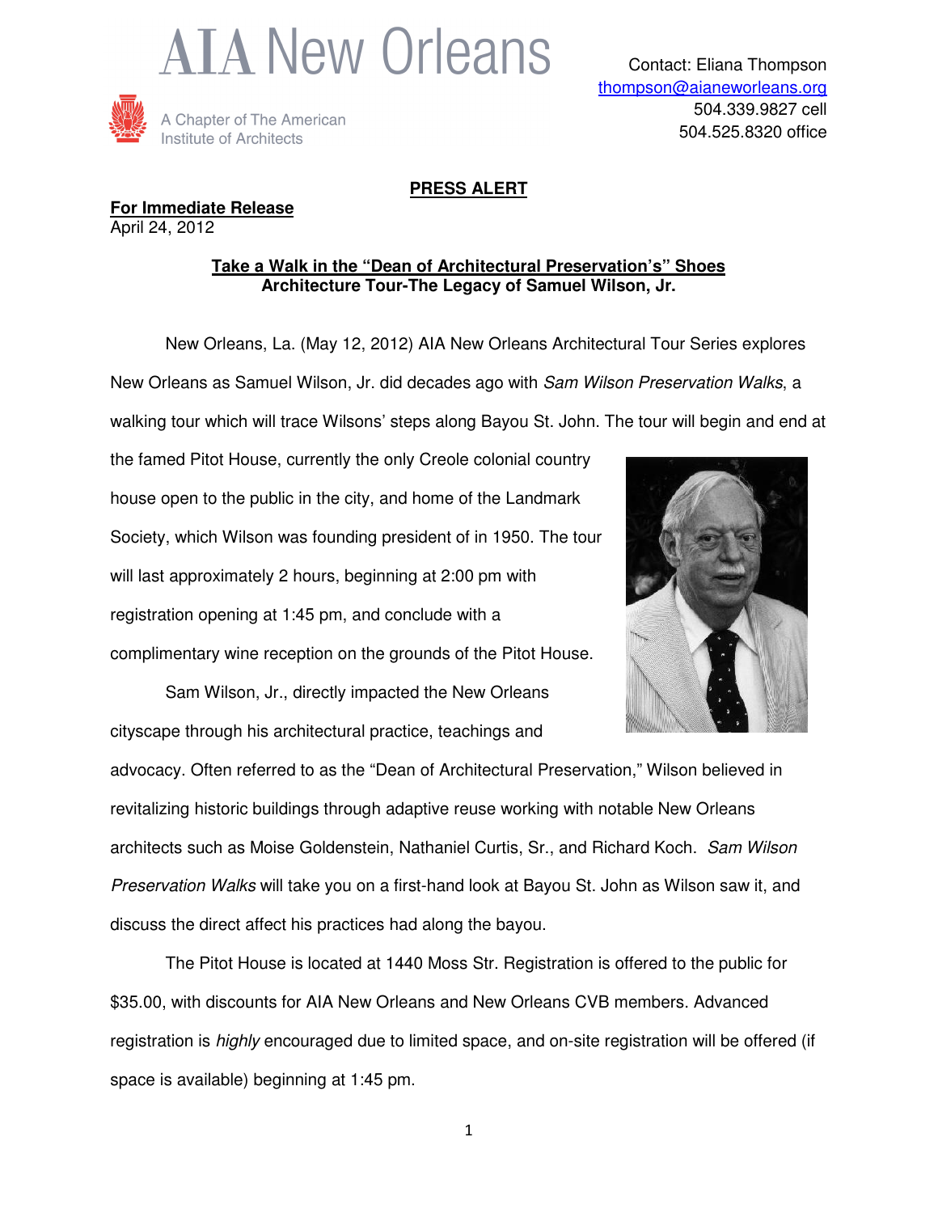# AIA New Orleans

A Chapter of The American Institute of Architects

Contact: Eliana Thompson
thompson@aianeworleans.org
504.339.9827 cell
504.525.8320 office

**PRESS ALERT**

**For Immediate Release**
April 24, 2012

**Take a Walk in the "Dean of Architectural Preservation's" Shoes**
**Architecture Tour-The Legacy of Samuel Wilson, Jr.**

New Orleans, La. (May 12, 2012) AIA New Orleans Architectural Tour Series explores New Orleans as Samuel Wilson, Jr. did decades ago with *Sam Wilson Preservation Walks*, a walking tour which will trace Wilsons' steps along Bayou St. John. The tour will begin and end at the famed Pitot House, currently the only Creole colonial country house open to the public in the city, and home of the Landmark Society, which Wilson was founding president of in 1950. The tour will last approximately 2 hours, beginning at 2:00 pm with registration opening at 1:45 pm, and conclude with a complimentary wine reception on the grounds of the Pitot House.

Sam Wilson, Jr., directly impacted the New Orleans cityscape through his architectural practice, teachings and advocacy. Often referred to as the "Dean of Architectural Preservation," Wilson believed in revitalizing historic buildings through adaptive reuse working with notable New Orleans architects such as Moise Goldenstein, Nathaniel Curtis, Sr., and Richard Koch. *Sam Wilson Preservation Walks* will take you on a first-hand look at Bayou St. John as Wilson saw it, and discuss the direct affect his practices had along the bayou.

The Pitot House is located at 1440 Moss Str. Registration is offered to the public for $35.00, with discounts for AIA New Orleans and New Orleans CVB members. Advanced registration is *highly* encouraged due to limited space, and on-site registration will be offered (if space is available) beginning at 1:45 pm.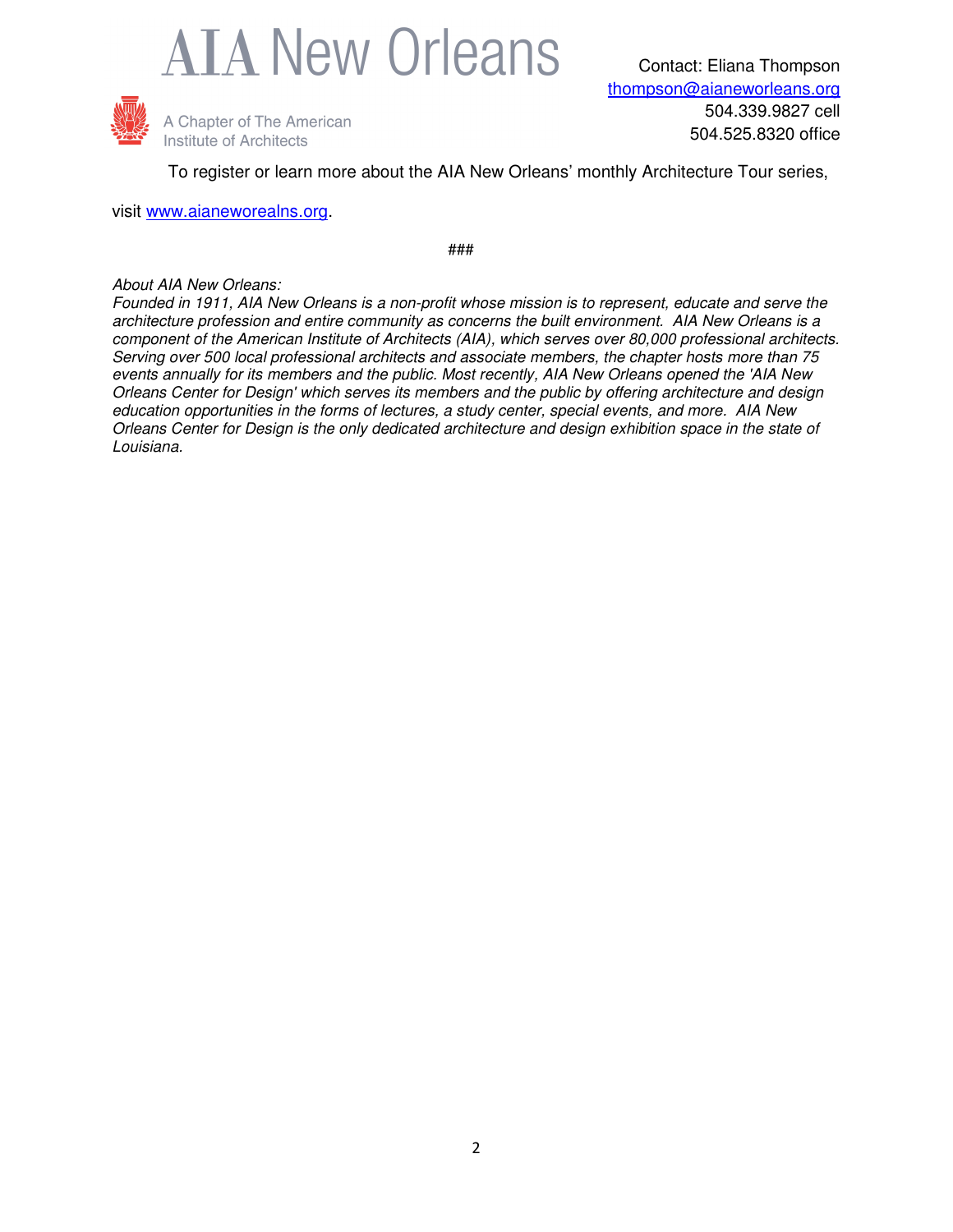# AIA New Orleans

A Chapter of The American Institute of Architects

Contact: Eliana Thompson
thompson@aianeworleans.org
504.339.9827 cell
504.525.8320 office

To register or learn more about the AIA New Orleans' monthly Architecture Tour series, visit www.aianeworealns.org.

###

*About AIA New Orleans:*
*Founded in 1911, AIA New Orleans is a non-profit whose mission is to represent, educate and serve the architecture profession and entire community as concerns the built environment. AIA New Orleans is a component of the American Institute of Architects (AIA), which serves over 80,000 professional architects. Serving over 500 local professional architects and associate members, the chapter hosts more than 75 events annually for its members and the public. Most recently, AIA New Orleans opened the 'AIA New Orleans Center for Design' which serves its members and the public by offering architecture and design education opportunities in the forms of lectures, a study center, special events, and more. AIA New Orleans Center for Design is the only dedicated architecture and design exhibition space in the state of Louisiana.*